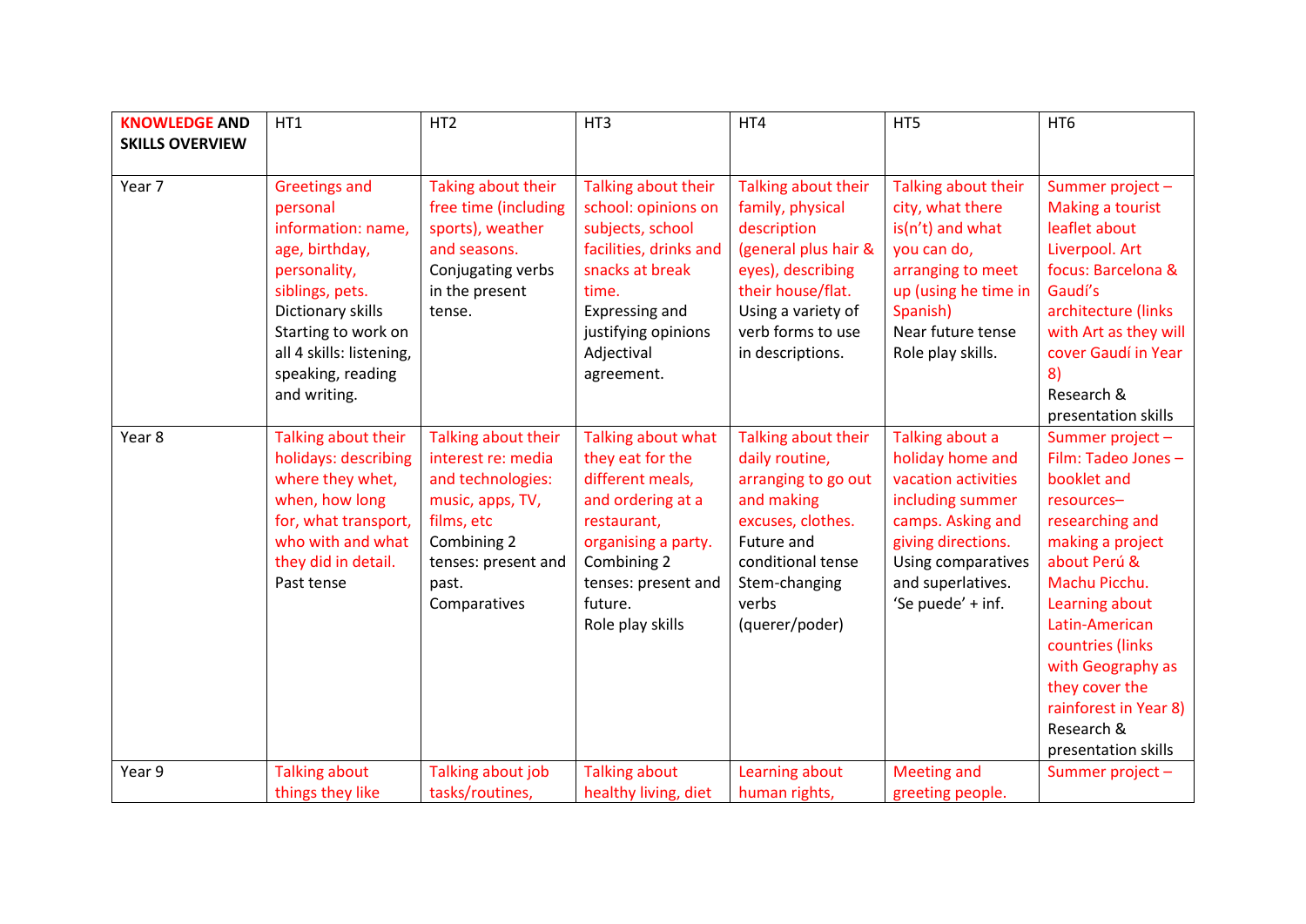| KNOWLEDGE AND SKILLS OVERVIEW | HT1 | HT2 | HT3 | HT4 | HT5 | HT6 |
|---|---|---|---|---|---|---|
| Year 7 | Greetings and personal information: name, age, birthday, personality, siblings, pets. Dictionary skills Starting to work on all 4 skills: listening, speaking, reading and writing. | Taking about their free time (including sports), weather and seasons. Conjugating verbs in the present tense. | Talking about their school: opinions on subjects, school facilities, drinks and snacks at break time. Expressing and justifying opinions Adjectival agreement. | Talking about their family, physical description (general plus hair & eyes), describing their house/flat. Using a variety of verb forms to use in descriptions. | Talking about their city, what there is(n't) and what you can do, arranging to meet up (using he time in Spanish) Near future tense Role play skills. | Summer project – Making a tourist leaflet about Liverpool. Art focus: Barcelona & Gaudí's architecture (links with Art as they will cover Gaudí in Year 8) Research & presentation skills |
| Year 8 | Talking about their holidays: describing where they whet, when, how long for, what transport, who with and what they did in detail. Past tense | Talking about their interest re: media and technologies: music, apps, TV, films, etc Combining 2 tenses: present and past. Comparatives | Talking about what they eat for the different meals, and ordering at a restaurant, organising a party. Combining 2 tenses: present and future. Role play skills | Talking about their daily routine, arranging to go out and making excuses, clothes. Future and conditional tense Stem-changing verbs (querer/poder) | Talking about a holiday home and vacation activities including summer camps. Asking and giving directions. Using comparatives and superlatives. 'Se puede' + inf. | Summer project – Film: Tadeo Jones – booklet and resources– researching and making a project about Perú & Machu Picchu. Learning about Latin-American countries (links with Geography as they cover the rainforest in Year 8) Research & presentation skills |
| Year 9 | Talking about things they like | Talking about job tasks/routines, | Talking about healthy living, diet | Learning about human rights, | Meeting and greeting people. | Summer project – |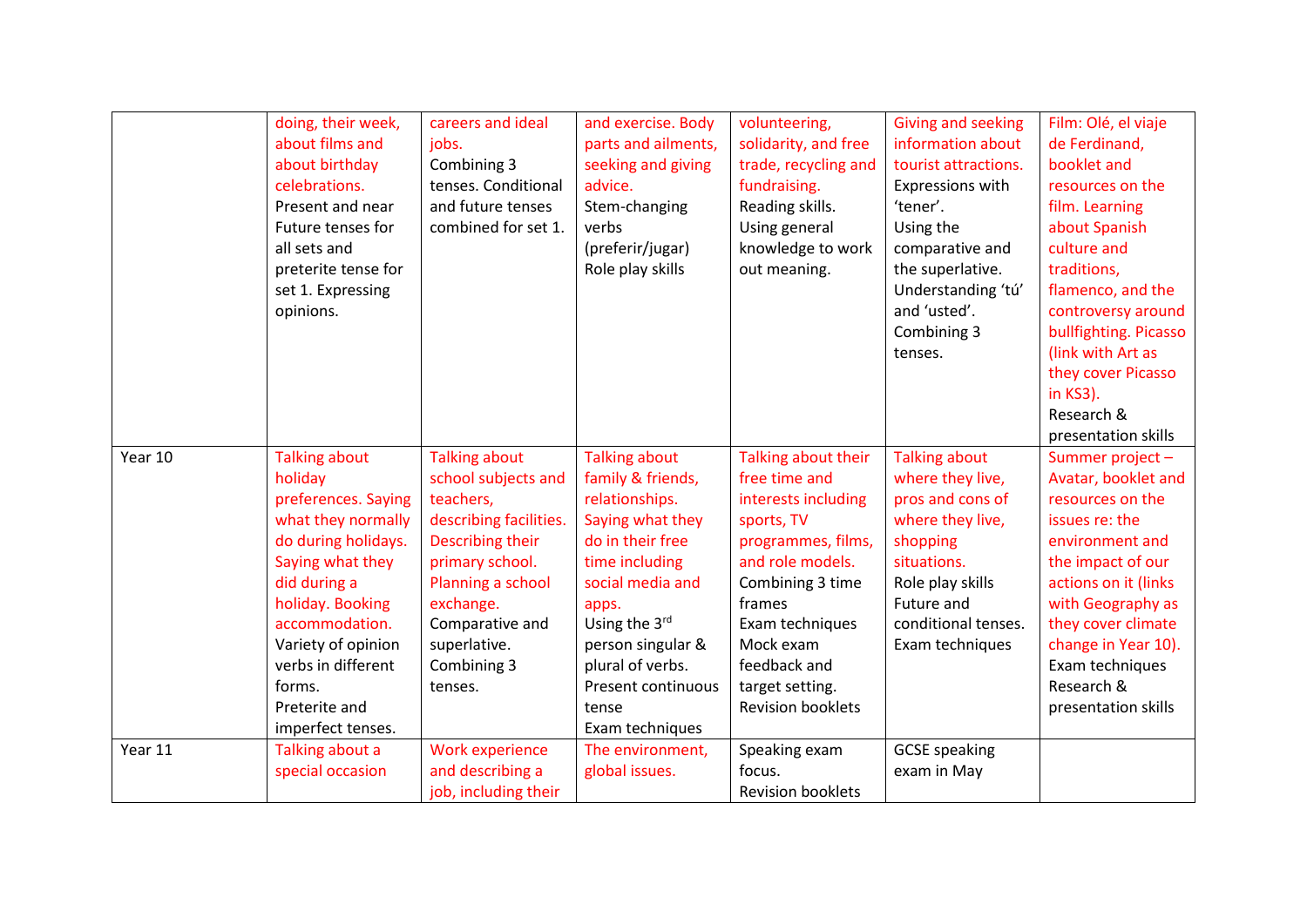| | | | | | | |
|---|---|---|---|---|---|---|
| | doing, their week, about films and about birthday celebrations. Present and near Future tenses for all sets and preterite tense for set 1. Expressing opinions. | careers and ideal jobs. Combining 3 tenses. Conditional and future tenses combined for set 1. | and exercise. Body parts and ailments, seeking and giving advice. Stem-changing verbs (preferir/jugar) Role play skills | volunteering, solidarity, and free trade, recycling and fundraising. Reading skills. Using general knowledge to work out meaning. | Giving and seeking information about tourist attractions. Expressions with 'tener'. Using the comparative and the superlative. Understanding 'tú' and 'usted'. Combining 3 tenses. | Film: Olé, el viaje de Ferdinand, booklet and resources on the film. Learning about Spanish culture and traditions, flamenco, and the controversy around bullfighting. Picasso (link with Art as they cover Picasso in KS3). Research & presentation skills |
| Year 10 | Talking about holiday preferences. Saying what they normally do during holidays. Saying what they did during a holiday. Booking accommodation. Variety of opinion verbs in different forms. Preterite and imperfect tenses. | Talking about school subjects and teachers, describing facilities. Describing their primary school. Planning a school exchange. Comparative and superlative. Combining 3 tenses. | Talking about family & friends, relationships. Saying what they do in their free time including social media and apps. Using the 3rd person singular & plural of verbs. Present continuous tense Exam techniques | Talking about their free time and interests including sports, TV programmes, films, and role models. Combining 3 time frames Exam techniques Mock exam feedback and target setting. Revision booklets | Talking about where they live, pros and cons of where they live, shopping situations. Role play skills Future and conditional tenses. Exam techniques | Summer project – Avatar, booklet and resources on the issues re: the environment and the impact of our actions on it (links with Geography as they cover climate change in Year 10). Exam techniques Research & presentation skills |
| Year 11 | Talking about a special occasion | Work experience and describing a job, including their | The environment, global issues. | Speaking exam focus. Revision booklets | GCSE speaking exam in May | |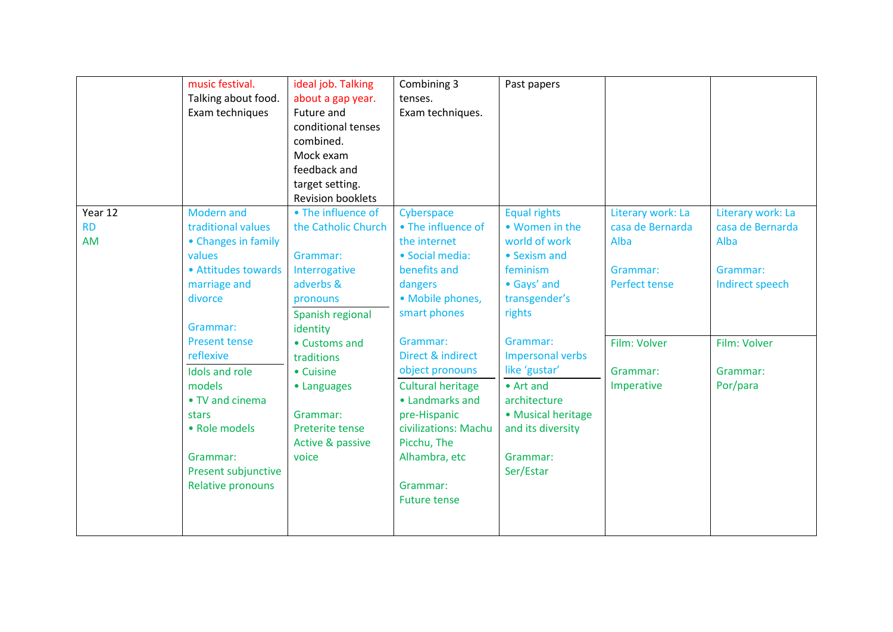| | | | | | | |
|---|---|---|---|---|---|---|
| | music festival.<br>Talking about food.<br>Exam techniques | ideal job. Talking about a gap year.<br>Future and conditional tenses combined.<br>Mock exam feedback and target setting.<br>Revision booklets | Combining 3 tenses.<br>Exam techniques. | Past papers | | |
| Year 12<br>RD<br>AM | Modern and traditional values<br>• Changes in family values<br>• Attitudes towards marriage and divorce<br><br>Grammar:<br>Present tense reflexive<br><br>Idols and role models<br>• TV and cinema stars<br>• Role models<br><br>Grammar:<br>Present subjunctive<br>Relative pronouns | • The influence of the Catholic Church<br><br>Grammar:<br>Interrogative adverbs & pronouns<br><br>Spanish regional identity<br>• Customs and traditions<br>• Cuisine<br>• Languages<br><br>Grammar:<br>Preterite tense<br>Active & passive voice | Cyberspace<br>• The influence of the internet<br>• Social media: benefits and dangers<br>• Mobile phones, smart phones<br><br>Grammar:<br>Direct & indirect object pronouns<br><br>Cultural heritage<br>• Landmarks and pre-Hispanic civilizations: Machu Picchu, The Alhambra, etc<br><br>Grammar:<br>Future tense | Equal rights<br>• Women in the world of work<br>• Sexism and feminism<br>• Gays' and transgender's rights<br><br>Grammar:<br>Impersonal verbs like 'gustar'<br><br>• Art and architecture<br>• Musical heritage and its diversity<br><br>Grammar:<br>Ser/Estar | Literary work: La casa de Bernarda Alba<br><br>Grammar:<br>Perfect tense<br><br>Film: Volver<br><br>Grammar:<br>Imperative | Literary work: La casa de Bernarda Alba<br><br>Grammar:<br>Indirect speech<br><br>Film: Volver<br><br>Grammar:<br>Por/para |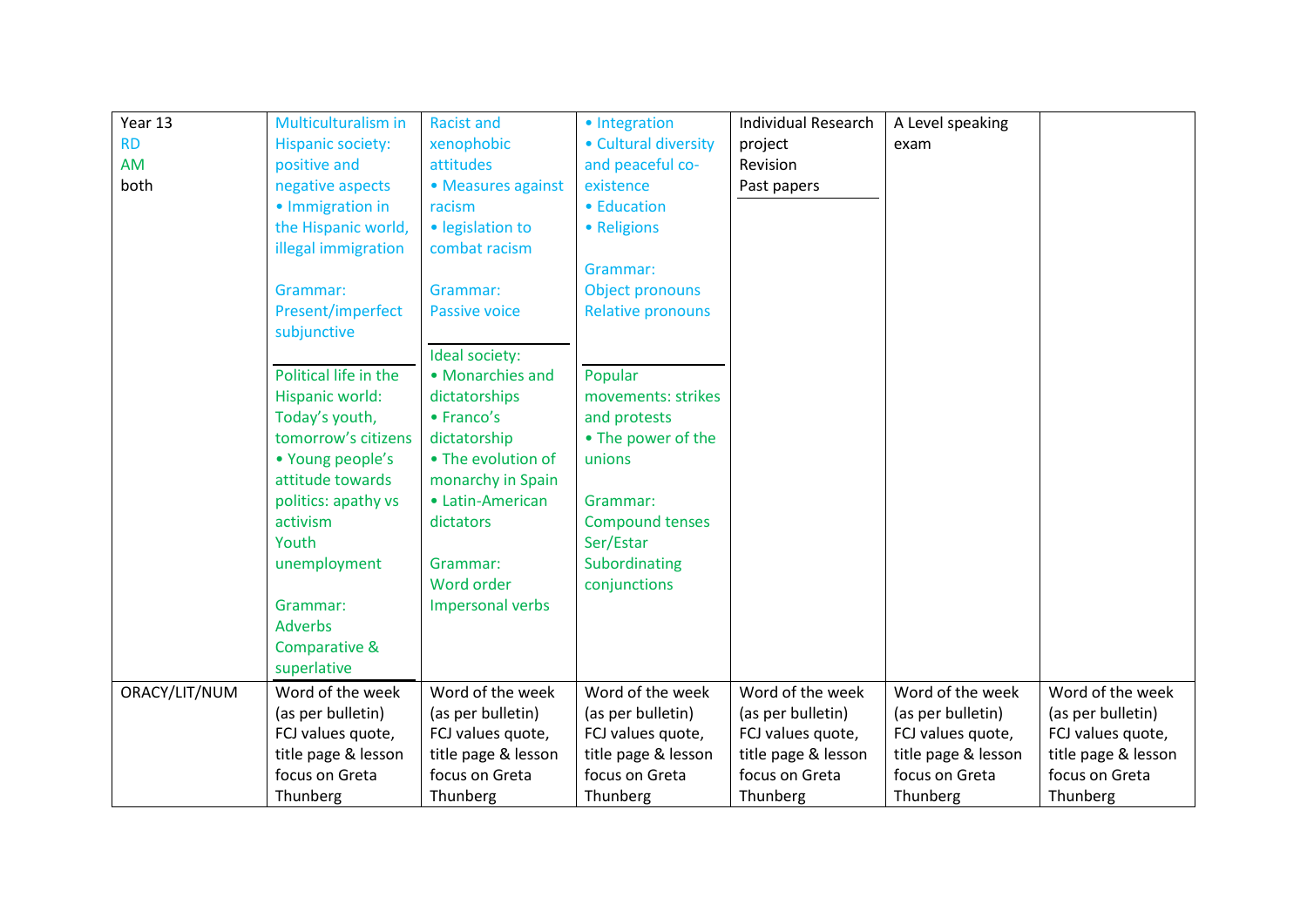| Year 13<br>RD<br>AM<br>both | Multiculturalism in Hispanic society: positive and negative aspects<br>• Immigration in the Hispanic world, illegal immigration<br><br>Grammar:<br>Present/imperfect subjunctive<br><br>Political life in the Hispanic world: Today's youth, tomorrow's citizens<br>• Young people's attitude towards politics: apathy vs activism<br>Youth unemployment<br><br>Grammar:<br>Adverbs<br>Comparative & superlative | Racist and xenophobic attitudes<br>• Measures against racism<br>• legislation to combat racism<br><br>Grammar:<br>Passive voice<br><br>Ideal society:<br>• Monarchies and dictatorships<br>• Franco's dictatorship<br>• The evolution of monarchy in Spain<br>• Latin-American dictators<br><br>Grammar:<br>Word order<br>Impersonal verbs | • Integration<br>• Cultural diversity and peaceful co-existence<br>• Education<br>• Religions<br><br>Grammar:<br>Object pronouns<br>Relative pronouns<br><br>Popular movements: strikes and protests<br>• The power of the unions<br><br>Grammar:<br>Compound tenses<br>Ser/Estar<br>Subordinating conjunctions | Individual Research project<br>Revision<br>Past papers | A Level speaking exam | |
|---|---|---|---|---|---|---|
| ORACY/LIT/NUM | Word of the week (as per bulletin)<br>FCJ values quote, title page & lesson focus on Greta Thunberg | Word of the week (as per bulletin)<br>FCJ values quote, title page & lesson focus on Greta Thunberg | Word of the week (as per bulletin)<br>FCJ values quote, title page & lesson focus on Greta Thunberg | Word of the week (as per bulletin)<br>FCJ values quote, title page & lesson focus on Greta Thunberg | Word of the week (as per bulletin)<br>FCJ values quote, title page & lesson focus on Greta Thunberg | Word of the week (as per bulletin)<br>FCJ values quote, title page & lesson focus on Greta Thunberg |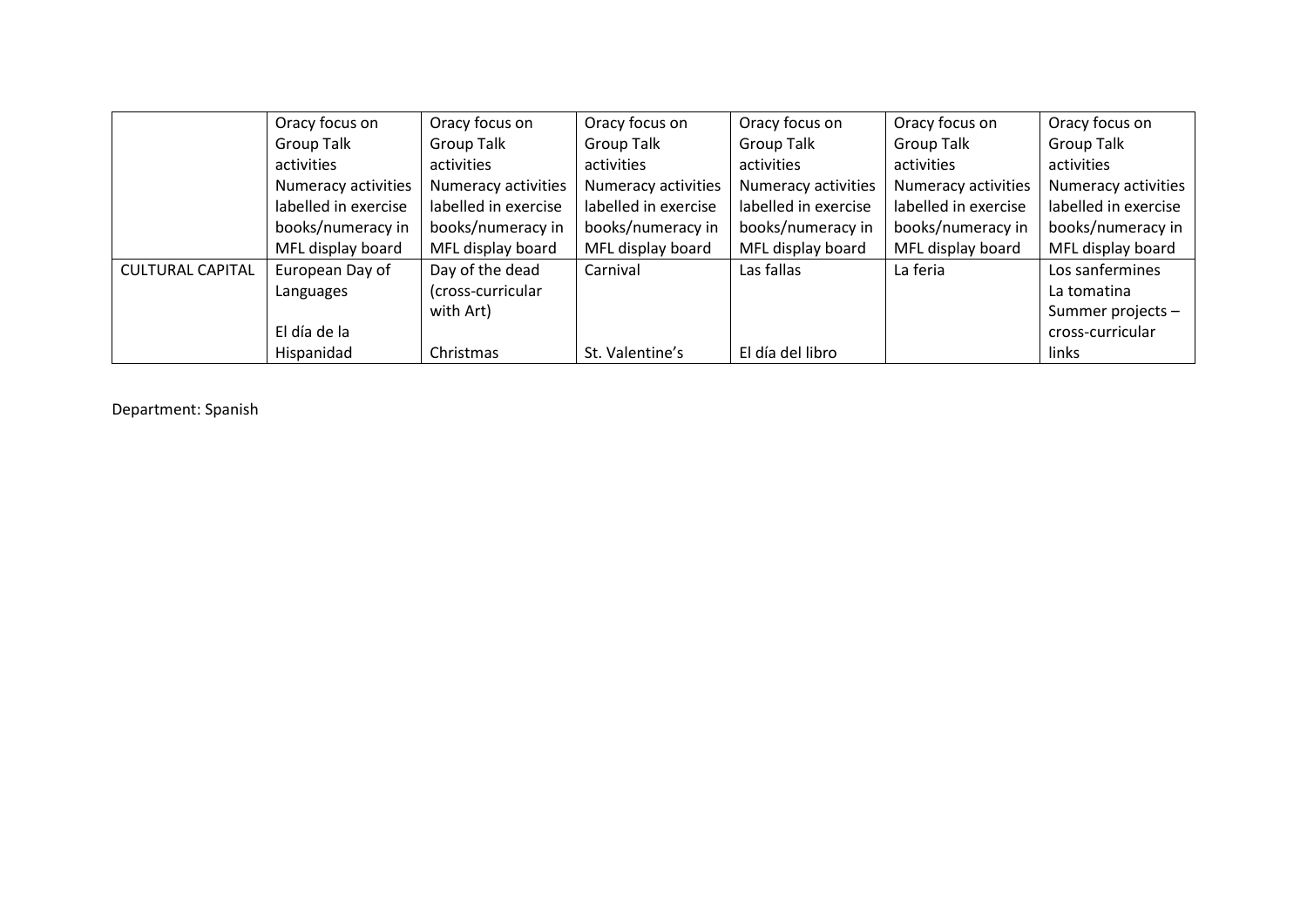| | | | | | | |
|---|---|---|---|---|---|---|
| | Oracy focus on Group Talk activities Numeracy activities labelled in exercise books/numeracy in MFL display board | Oracy focus on Group Talk activities Numeracy activities labelled in exercise books/numeracy in MFL display board | Oracy focus on Group Talk activities Numeracy activities labelled in exercise books/numeracy in MFL display board | Oracy focus on Group Talk activities Numeracy activities labelled in exercise books/numeracy in MFL display board | Oracy focus on Group Talk activities Numeracy activities labelled in exercise books/numeracy in MFL display board | Oracy focus on Group Talk activities Numeracy activities labelled in exercise books/numeracy in MFL display board |
| CULTURAL CAPITAL | European Day of Languages<br><br>El día de la Hispanidad | Day of the dead (cross-curricular with Art)<br><br>Christmas | Carnival<br><br>St. Valentine's | Las fallas<br><br>El día del libro | La feria | Los sanfermines<br>La tomatina<br>Summer projects – cross-curricular links |

Department: Spanish